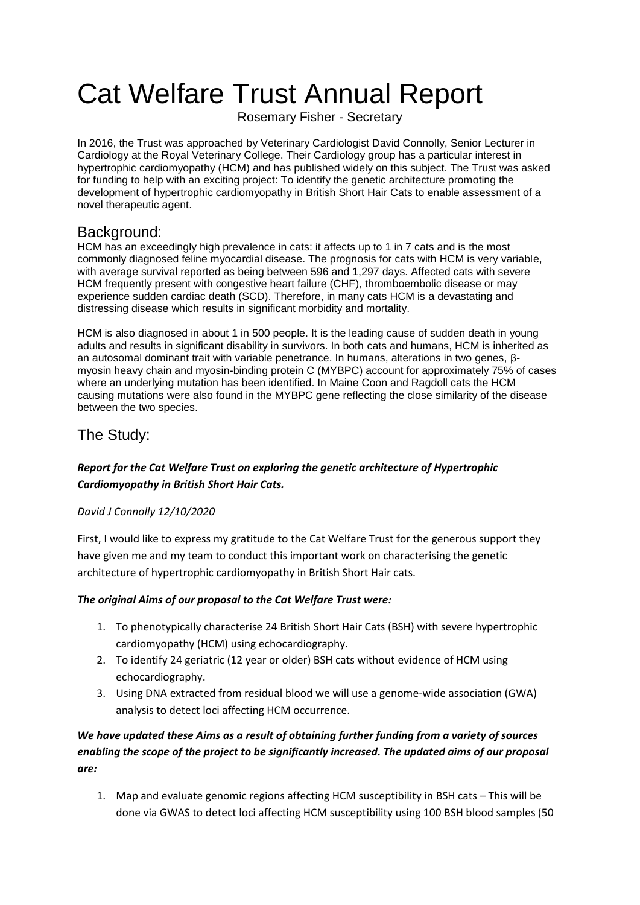# Cat Welfare Trust Annual Report

Rosemary Fisher - Secretary

In 2016, the Trust was approached by Veterinary Cardiologist David Connolly, Senior Lecturer in Cardiology at the Royal Veterinary College. Their Cardiology group has a particular interest in hypertrophic cardiomyopathy (HCM) and has published widely on this subject. The Trust was asked for funding to help with an exciting project: To identify the genetic architecture promoting the development of hypertrophic cardiomyopathy in British Short Hair Cats to enable assessment of a novel therapeutic agent.

## Background:

HCM has an exceedingly high prevalence in cats: it affects up to 1 in 7 cats and is the most commonly diagnosed feline myocardial disease. The prognosis for cats with HCM is very variable, with average survival reported as being between 596 and 1,297 days. Affected cats with severe HCM frequently present with congestive heart failure (CHF), thromboembolic disease or may experience sudden cardiac death (SCD). Therefore, in many cats HCM is a devastating and distressing disease which results in significant morbidity and mortality.

HCM is also diagnosed in about 1 in 500 people. It is the leading cause of sudden death in young adults and results in significant disability in survivors. In both cats and humans, HCM is inherited as an autosomal dominant trait with variable penetrance. In humans, alterations in two genes, β-myosin heavy chain and myosin-binding protein C (MYBPC) account for approximately 75% of cases where an underlying mutation has been identified. In Maine Coon and Ragdoll cats the HCM causing mutations were also found in the MYBPC gene reflecting the close similarity of the disease between the two species.

## The Study:

***Report for the Cat Welfare Trust on exploring the genetic architecture of Hypertrophic Cardiomyopathy in British Short Hair Cats.***

*David J Connolly 12/10/2020*

First, I would like to express my gratitude to the Cat Welfare Trust for the generous support they have given me and my team to conduct this important work on characterising the genetic architecture of hypertrophic cardiomyopathy in British Short Hair cats.

***The original Aims of our proposal to the Cat Welfare Trust were:***

1. To phenotypically characterise 24 British Short Hair Cats (BSH) with severe hypertrophic cardiomyopathy (HCM) using echocardiography.
2. To identify 24 geriatric (12 year or older) BSH cats without evidence of HCM using echocardiography.
3. Using DNA extracted from residual blood we will use a genome-wide association (GWA) analysis to detect loci affecting HCM occurrence.

***We have updated these Aims as a result of obtaining further funding from a variety of sources enabling the scope of the project to be significantly increased. The updated aims of our proposal are:***

1. Map and evaluate genomic regions affecting HCM susceptibility in BSH cats – This will be done via GWAS to detect loci affecting HCM susceptibility using 100 BSH blood samples (50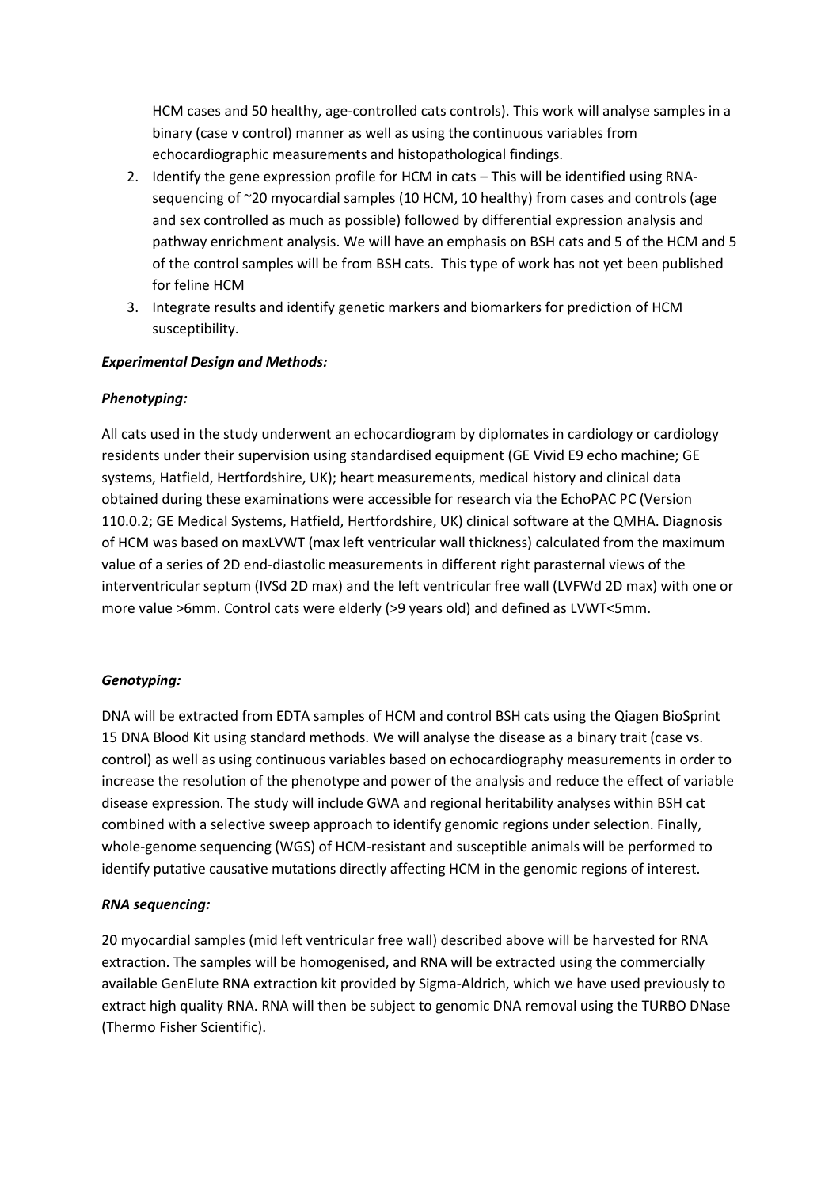HCM cases and 50 healthy, age-controlled cats controls). This work will analyse samples in a binary (case v control) manner as well as using the continuous variables from echocardiographic measurements and histopathological findings.

2. Identify the gene expression profile for HCM in cats – This will be identified using RNA-sequencing of ~20 myocardial samples (10 HCM, 10 healthy) from cases and controls (age and sex controlled as much as possible) followed by differential expression analysis and pathway enrichment analysis. We will have an emphasis on BSH cats and 5 of the HCM and 5 of the control samples will be from BSH cats. This type of work has not yet been published for feline HCM
3. Integrate results and identify genetic markers and biomarkers for prediction of HCM susceptibility.

***Experimental Design and Methods:***

***Phenotyping:***

All cats used in the study underwent an echocardiogram by diplomates in cardiology or cardiology residents under their supervision using standardised equipment (GE Vivid E9 echo machine; GE systems, Hatfield, Hertfordshire, UK); heart measurements, medical history and clinical data obtained during these examinations were accessible for research via the EchoPAC PC (Version 110.0.2; GE Medical Systems, Hatfield, Hertfordshire, UK) clinical software at the QMHA. Diagnosis of HCM was based on maxLVWT (max left ventricular wall thickness) calculated from the maximum value of a series of 2D end-diastolic measurements in different right parasternal views of the interventricular septum (IVSd 2D max) and the left ventricular free wall (LVFWd 2D max) with one or more value >6mm. Control cats were elderly (>9 years old) and defined as LVWT<5mm.

***Genotyping:***

DNA will be extracted from EDTA samples of HCM and control BSH cats using the Qiagen BioSprint 15 DNA Blood Kit using standard methods. We will analyse the disease as a binary trait (case vs. control) as well as using continuous variables based on echocardiography measurements in order to increase the resolution of the phenotype and power of the analysis and reduce the effect of variable disease expression. The study will include GWA and regional heritability analyses within BSH cat combined with a selective sweep approach to identify genomic regions under selection. Finally, whole-genome sequencing (WGS) of HCM-resistant and susceptible animals will be performed to identify putative causative mutations directly affecting HCM in the genomic regions of interest.

***RNA sequencing:***

20 myocardial samples (mid left ventricular free wall) described above will be harvested for RNA extraction. The samples will be homogenised, and RNA will be extracted using the commercially available GenElute RNA extraction kit provided by Sigma-Aldrich, which we have used previously to extract high quality RNA. RNA will then be subject to genomic DNA removal using the TURBO DNase (Thermo Fisher Scientific).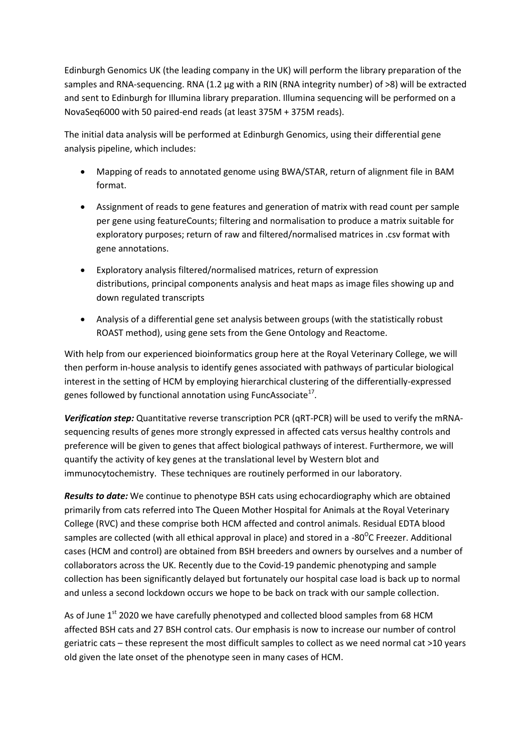Edinburgh Genomics UK (the leading company in the UK) will perform the library preparation of the samples and RNA-sequencing. RNA (1.2 µg with a RIN (RNA integrity number) of >8) will be extracted and sent to Edinburgh for Illumina library preparation. Illumina sequencing will be performed on a NovaSeq6000 with 50 paired-end reads (at least 375M + 375M reads).

The initial data analysis will be performed at Edinburgh Genomics, using their differential gene analysis pipeline, which includes:

- Mapping of reads to annotated genome using BWA/STAR, return of alignment file in BAM format.
- Assignment of reads to gene features and generation of matrix with read count per sample per gene using featureCounts; filtering and normalisation to produce a matrix suitable for exploratory purposes; return of raw and filtered/normalised matrices in .csv format with gene annotations.
- Exploratory analysis filtered/normalised matrices, return of expression distributions, principal components analysis and heat maps as image files showing up and down regulated transcripts
- Analysis of a differential gene set analysis between groups (with the statistically robust ROAST method), using gene sets from the Gene Ontology and Reactome.

With help from our experienced bioinformatics group here at the Royal Veterinary College, we will then perform in-house analysis to identify genes associated with pathways of particular biological interest in the setting of HCM by employing hierarchical clustering of the differentially-expressed genes followed by functional annotation using FuncAssociate[17].

***Verification step:*** Quantitative reverse transcription PCR (qRT-PCR) will be used to verify the mRNA-sequencing results of genes more strongly expressed in affected cats versus healthy controls and preference will be given to genes that affect biological pathways of interest. Furthermore, we will quantify the activity of key genes at the translational level by Western blot and immunocytochemistry. These techniques are routinely performed in our laboratory.

***Results to date:*** We continue to phenotype BSH cats using echocardiography which are obtained primarily from cats referred into The Queen Mother Hospital for Animals at the Royal Veterinary College (RVC) and these comprise both HCM affected and control animals. Residual EDTA blood samples are collected (with all ethical approval in place) and stored in a -80$^{O}$C Freezer. Additional cases (HCM and control) are obtained from BSH breeders and owners by ourselves and a number of collaborators across the UK. Recently due to the Covid-19 pandemic phenotyping and sample collection has been significantly delayed but fortunately our hospital case load is back up to normal and unless a second lockdown occurs we hope to be back on track with our sample collection.

As of June 1$^{st}$ 2020 we have carefully phenotyped and collected blood samples from 68 HCM affected BSH cats and 27 BSH control cats. Our emphasis is now to increase our number of control geriatric cats – these represent the most difficult samples to collect as we need normal cat >10 years old given the late onset of the phenotype seen in many cases of HCM.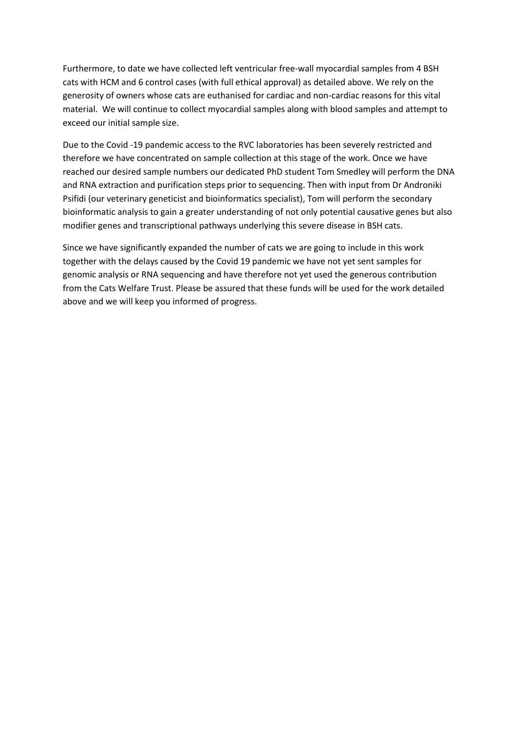Furthermore, to date we have collected left ventricular free-wall myocardial samples from 4 BSH cats with HCM and 6 control cases (with full ethical approval) as detailed above. We rely on the generosity of owners whose cats are euthanised for cardiac and non-cardiac reasons for this vital material. We will continue to collect myocardial samples along with blood samples and attempt to exceed our initial sample size.

Due to the Covid -19 pandemic access to the RVC laboratories has been severely restricted and therefore we have concentrated on sample collection at this stage of the work. Once we have reached our desired sample numbers our dedicated PhD student Tom Smedley will perform the DNA and RNA extraction and purification steps prior to sequencing. Then with input from Dr Androniki Psifidi (our veterinary geneticist and bioinformatics specialist), Tom will perform the secondary bioinformatic analysis to gain a greater understanding of not only potential causative genes but also modifier genes and transcriptional pathways underlying this severe disease in BSH cats.

Since we have significantly expanded the number of cats we are going to include in this work together with the delays caused by the Covid 19 pandemic we have not yet sent samples for genomic analysis or RNA sequencing and have therefore not yet used the generous contribution from the Cats Welfare Trust. Please be assured that these funds will be used for the work detailed above and we will keep you informed of progress.